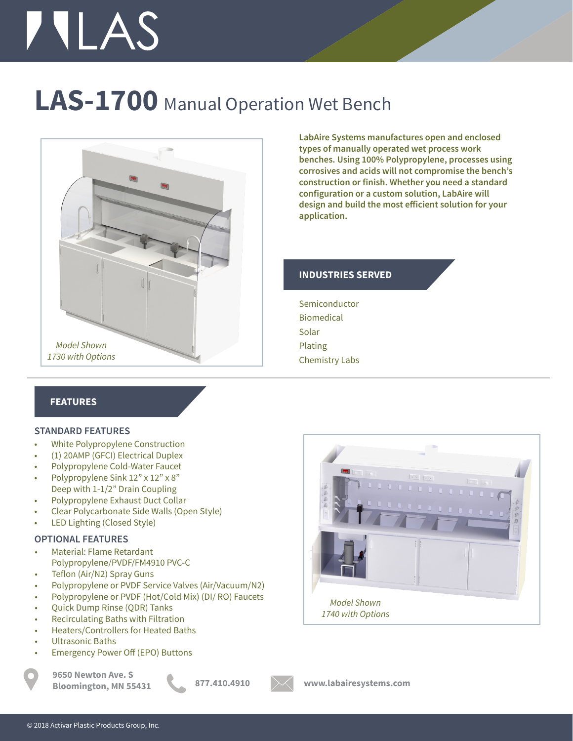# LAS-1700 Manual Operation Wet Bench

*Model Shown*
*1730 with Options*

**LabAire Systems manufactures open and enclosed types of manually operated wet process work benches. Using 100% Polypropylene, processes using corrosives and acids will not compromise the bench's construction or finish. Whether you need a standard configuration or a custom solution, LabAire will design and build the most efficient solution for your application.**

## INDUSTRIES SERVED

Semiconductor
Biomedical
Solar
Plating
Chemistry Labs

## FEATURES

### STANDARD FEATURES

- White Polypropylene Construction
- (1) 20AMP (GFCI) Electrical Duplex
- Polypropylene Cold-Water Faucet
- Polypropylene Sink 12" x 12" x 8" Deep with 1-1/2" Drain Coupling
- Polypropylene Exhaust Duct Collar
- Clear Polycarbonate Side Walls (Open Style)
- LED Lighting (Closed Style)

### OPTIONAL FEATURES

- Material: Flame Retardant Polypropylene/PVDF/FM4910 PVC-C
- Teflon (Air/N2) Spray Guns
- Polypropylene or PVDF Service Valves (Air/Vacuum/N2)
- Polypropylene or PVDF (Hot/Cold Mix) (DI/ RO) Faucets
- Quick Dump Rinse (QDR) Tanks
- Recirculating Baths with Filtration
- Heaters/Controllers for Heated Baths
- Ultrasonic Baths
- Emergency Power Off (EPO) Buttons

*Model Shown*
*1740 with Options*

**9650 Newton Ave. S**
**Bloomington, MN 55431**

**877.410.4910**

**www.labairesystems.com**

© 2018 Activar Plastic Products Group, Inc.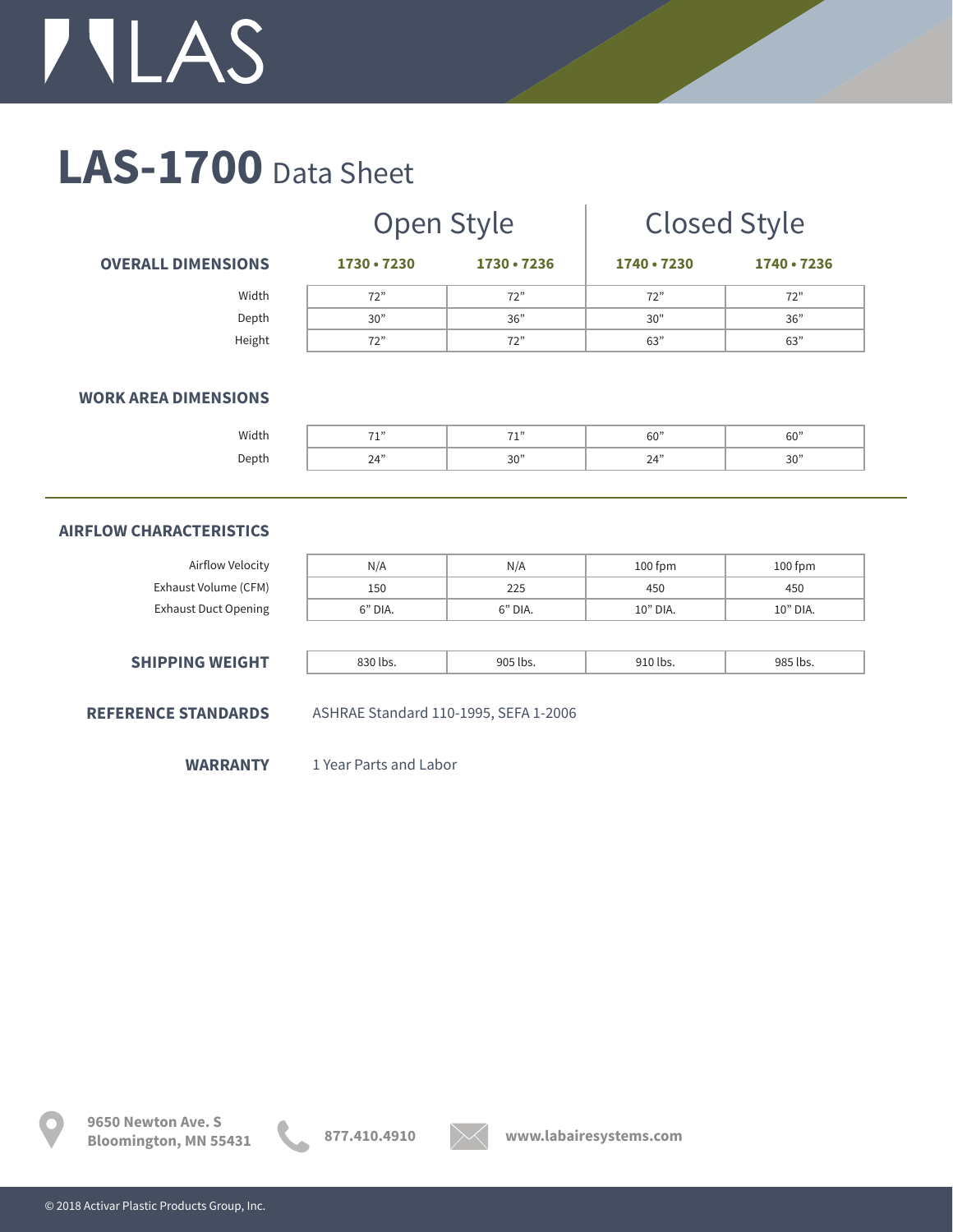# LAS-1700 Data Sheet

| | Open Style | | Closed Style | |
|---|---|---|---|---|
| **OVERALL DIMENSIONS** | **1730 • 7230** | **1730 • 7236** | **1740 • 7230** | **1740 • 7236** |
| Width | 72" | 72" | 72" | 72" |
| Depth | 30" | 36" | 30" | 36" |
| Height | 72" | 72" | 63" | 63" |
| **WORK AREA DIMENSIONS** | | | | |
| Width | 71" | 71" | 60" | 60" |
| Depth | 24" | 30" | 24" | 30" |
| **AIRFLOW CHARACTERISTICS** | | | | |
| Airflow Velocity | N/A | N/A | 100 fpm | 100 fpm |
| Exhaust Volume (CFM) | 150 | 225 | 450 | 450 |
| Exhaust Duct Opening | 6" DIA. | 6" DIA. | 10" DIA. | 10" DIA. |
| **SHIPPING WEIGHT** | 830 lbs. | 905 lbs. | 910 lbs. | 985 lbs. |

**REFERENCE STANDARDS** ASHRAE Standard 110-1995, SEFA 1-2006

**WARRANTY** 1 Year Parts and Labor

9650 Newton Ave. S
Bloomington, MN 55431

877.410.4910

www.labairesystems.com

© 2018 Activar Plastic Products Group, Inc.